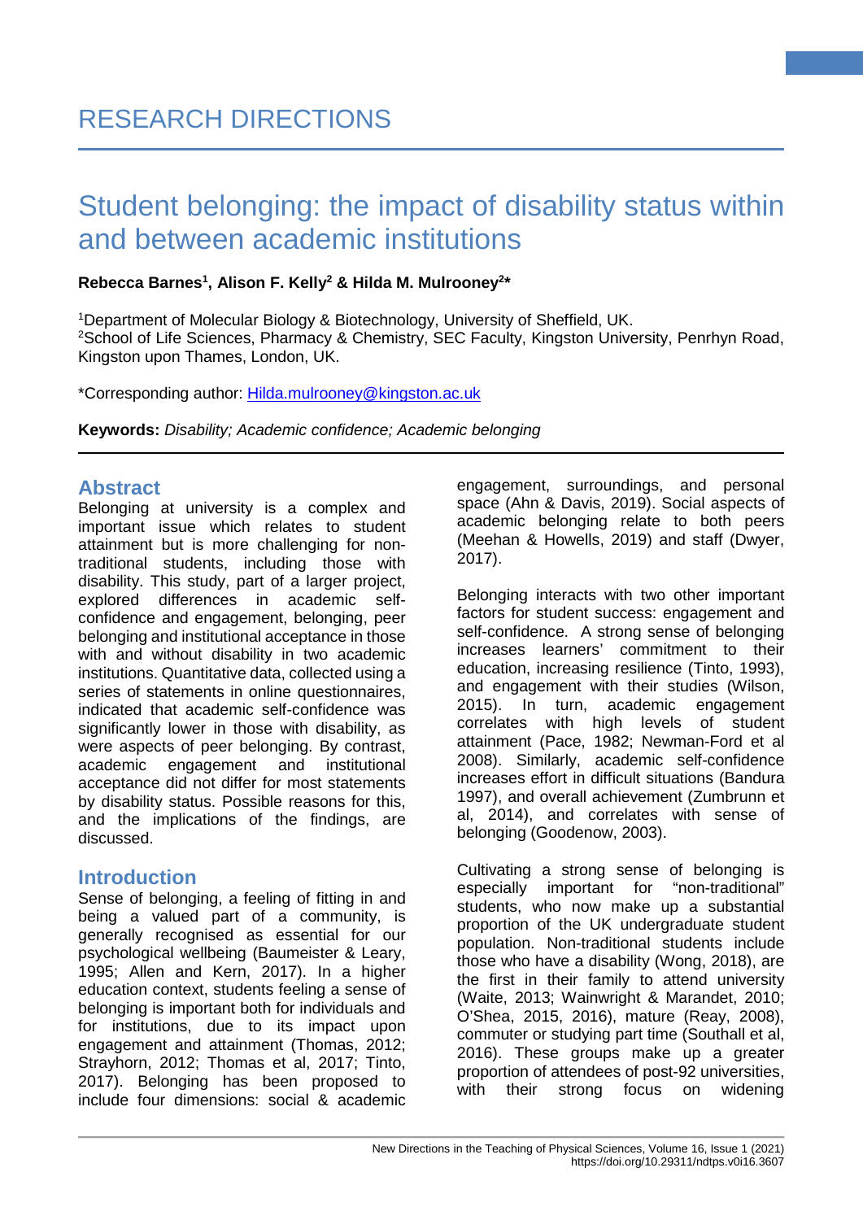RESEARCH DIRECTIONS

# Student belonging: the impact of disability status within and between academic institutions

**Rebecca Barnes[1], Alison F. Kelly[2] & Hilda M. Mulrooney[2]***

[1]Department of Molecular Biology & Biotechnology, University of Sheffield, UK.
[2]School of Life Sciences, Pharmacy & Chemistry, SEC Faculty, Kingston University, Penrhyn Road, Kingston upon Thames, London, UK.

*Corresponding author: Hilda.mulrooney@kingston.ac.uk

**Keywords:** *Disability; Academic confidence; Academic belonging*

## Abstract

Belonging at university is a complex and important issue which relates to student attainment but is more challenging for non-traditional students, including those with disability. This study, part of a larger project, explored differences in academic self-confidence and engagement, belonging, peer belonging and institutional acceptance in those with and without disability in two academic institutions. Quantitative data, collected using a series of statements in online questionnaires, indicated that academic self-confidence was significantly lower in those with disability, as were aspects of peer belonging. By contrast, academic engagement and institutional acceptance did not differ for most statements by disability status. Possible reasons for this, and the implications of the findings, are discussed.

## Introduction

Sense of belonging, a feeling of fitting in and being a valued part of a community, is generally recognised as essential for our psychological wellbeing (Baumeister & Leary, 1995; Allen and Kern, 2017). In a higher education context, students feeling a sense of belonging is important both for individuals and for institutions, due to its impact upon engagement and attainment (Thomas, 2012; Strayhorn, 2012; Thomas et al, 2017; Tinto, 2017). Belonging has been proposed to include four dimensions: social & academic engagement, surroundings, and personal space (Ahn & Davis, 2019). Social aspects of academic belonging relate to both peers (Meehan & Howells, 2019) and staff (Dwyer, 2017).

Belonging interacts with two other important factors for student success: engagement and self-confidence. A strong sense of belonging increases learners' commitment to their education, increasing resilience (Tinto, 1993), and engagement with their studies (Wilson, 2015). In turn, academic engagement correlates with high levels of student attainment (Pace, 1982; Newman-Ford et al 2008). Similarly, academic self-confidence increases effort in difficult situations (Bandura 1997), and overall achievement (Zumbrunn et al, 2014), and correlates with sense of belonging (Goodenow, 2003).

Cultivating a strong sense of belonging is especially important for "non-traditional" students, who now make up a substantial proportion of the UK undergraduate student population. Non-traditional students include those who have a disability (Wong, 2018), are the first in their family to attend university (Waite, 2013; Wainwright & Marandet, 2010; O'Shea, 2015, 2016), mature (Reay, 2008), commuter or studying part time (Southall et al, 2016). These groups make up a greater proportion of attendees of post-92 universities, with their strong focus on widening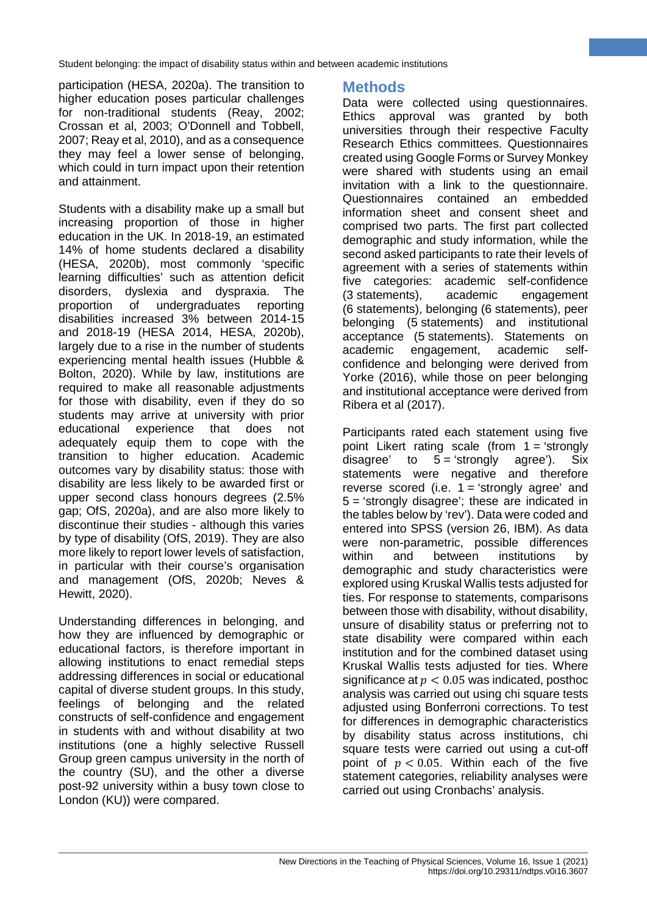participation (HESA, 2020a). The transition to higher education poses particular challenges for non-traditional students (Reay, 2002; Crossan et al, 2003; O'Donnell and Tobbell, 2007; Reay et al, 2010), and as a consequence they may feel a lower sense of belonging, which could in turn impact upon their retention and attainment.

Students with a disability make up a small but increasing proportion of those in higher education in the UK. In 2018-19, an estimated 14% of home students declared a disability (HESA, 2020b), most commonly 'specific learning difficulties' such as attention deficit disorders, dyslexia and dyspraxia. The proportion of undergraduates reporting disabilities increased 3% between 2014-15 and 2018-19 (HESA 2014, HESA, 2020b), largely due to a rise in the number of students experiencing mental health issues (Hubble & Bolton, 2020). While by law, institutions are required to make all reasonable adjustments for those with disability, even if they do so students may arrive at university with prior educational experience that does not adequately equip them to cope with the transition to higher education. Academic outcomes vary by disability status: those with disability are less likely to be awarded first or upper second class honours degrees (2.5% gap; OfS, 2020a), and are also more likely to discontinue their studies - although this varies by type of disability (OfS, 2019). They are also more likely to report lower levels of satisfaction, in particular with their course's organisation and management (OfS, 2020b; Neves & Hewitt, 2020).

Understanding differences in belonging, and how they are influenced by demographic or educational factors, is therefore important in allowing institutions to enact remedial steps addressing differences in social or educational capital of diverse student groups. In this study, feelings of belonging and the related constructs of self-confidence and engagement in students with and without disability at two institutions (one a highly selective Russell Group green campus university in the north of the country (SU), and the other a diverse post-92 university within a busy town close to London (KU)) were compared.

## Methods

Data were collected using questionnaires. Ethics approval was granted by both universities through their respective Faculty Research Ethics committees. Questionnaires created using Google Forms or Survey Monkey were shared with students using an email invitation with a link to the questionnaire. Questionnaires contained an embedded information sheet and consent sheet and comprised two parts. The first part collected demographic and study information, while the second asked participants to rate their levels of agreement with a series of statements within five categories: academic self-confidence (3 statements), academic engagement (6 statements), belonging (6 statements), peer belonging (5 statements) and institutional acceptance (5 statements). Statements on academic engagement, academic self-confidence and belonging were derived from Yorke (2016), while those on peer belonging and institutional acceptance were derived from Ribera et al (2017).

Participants rated each statement using five point Likert rating scale (from 1 = 'strongly disagree' to 5 = 'strongly agree'). Six statements were negative and therefore reverse scored (i.e. 1 = 'strongly agree' and 5 = 'strongly disagree'; these are indicated in the tables below by 'rev'). Data were coded and entered into SPSS (version 26, IBM). As data were non-parametric, possible differences within and between institutions by demographic and study characteristics were explored using Kruskal Wallis tests adjusted for ties. For response to statements, comparisons between those with disability, without disability, unsure of disability status or preferring not to state disability were compared within each institution and for the combined dataset using Kruskal Wallis tests adjusted for ties. Where significance at $p < 0.05$ was indicated, posthoc analysis was carried out using chi square tests adjusted using Bonferroni corrections. To test for differences in demographic characteristics by disability status across institutions, chi square tests were carried out using a cut-off point of $p < 0.05$. Within each of the five statement categories, reliability analyses were carried out using Cronbachs' analysis.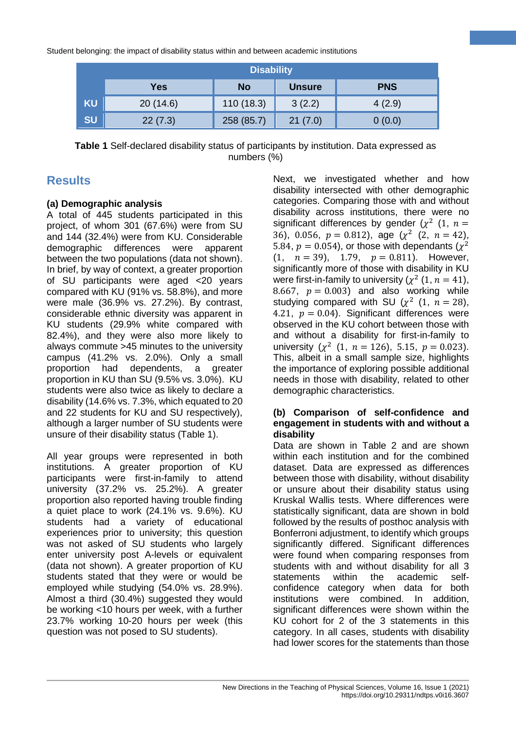| | Disability | | | |
|---|---|---|---|---|
| | **Yes** | **No** | **Unsure** | **PNS** |
| **KU** | 20 (14.6) | 110 (18.3) | 3 (2.2) | 4 (2.9) |
| **SU** | 22 (7.3) | 258 (85.7) | 21 (7.0) | 0 (0.0) |

**Table 1** Self-declared disability status of participants by institution. Data expressed as numbers (%)

## Results

### (a) Demographic analysis

A total of 445 students participated in this project, of whom 301 (67.6%) were from SU and 144 (32.4%) were from KU. Considerable demographic differences were apparent between the two populations (data not shown). In brief, by way of context, a greater proportion of SU participants were aged <20 years compared with KU (91% vs. 58.8%), and more were male (36.9% vs. 27.2%). By contrast, considerable ethnic diversity was apparent in KU students (29.9% white compared with 82.4%), and they were also more likely to always commute >45 minutes to the university campus (41.2% vs. 2.0%). Only a small proportion had dependents, a greater proportion in KU than SU (9.5% vs. 3.0%). KU students were also twice as likely to declare a disability (14.6% vs. 7.3%, which equated to 20 and 22 students for KU and SU respectively), although a larger number of SU students were unsure of their disability status (Table 1).

All year groups were represented in both institutions. A greater proportion of KU participants were first-in-family to attend university (37.2% vs. 25.2%). A greater proportion also reported having trouble finding a quiet place to work (24.1% vs. 9.6%). KU students had a variety of educational experiences prior to university; this question was not asked of SU students who largely enter university post A-levels or equivalent (data not shown). A greater proportion of KU students stated that they were or would be employed while studying (54.0% vs. 28.9%). Almost a third (30.4%) suggested they would be working <10 hours per week, with a further 23.7% working 10-20 hours per week (this question was not posed to SU students).

Next, we investigated whether and how disability intersected with other demographic categories. Comparing those with and without disability across institutions, there were no significant differences by gender ($\chi^2$ (1, $n = 36$), 0.056, $p = 0.812$), age ($\chi^2$ (2, $n = 42$), 5.84, $p = 0.054$), or those with dependants ($\chi^2$ (1, $n = 39$), 1.79, $p = 0.811$). However, significantly more of those with disability in KU were first-in-family to university ($\chi^2$ (1, $n = 41$), 8.667, $p = 0.003$) and also working while studying compared with SU ($\chi^2$ (1, $n = 28$), 4.21, $p = 0.04$). Significant differences were observed in the KU cohort between those with and without a disability for first-in-family to university ($\chi^2$ (1, $n = 126$), 5.15, $p = 0.023$). This, albeit in a small sample size, highlights the importance of exploring possible additional needs in those with disability, related to other demographic characteristics.

### (b) Comparison of self-confidence and engagement in students with and without a disability

Data are shown in Table 2 and are shown within each institution and for the combined dataset. Data are expressed as differences between those with disability, without disability or unsure about their disability status using Kruskal Wallis tests. Where differences were statistically significant, data are shown in bold followed by the results of posthoc analysis with Bonferroni adjustment, to identify which groups significantly differed. Significant differences were found when comparing responses from students with and without disability for all 3 statements within the academic self-confidence category when data for both institutions were combined. In addition, significant differences were shown within the KU cohort for 2 of the 3 statements in this category. In all cases, students with disability had lower scores for the statements than those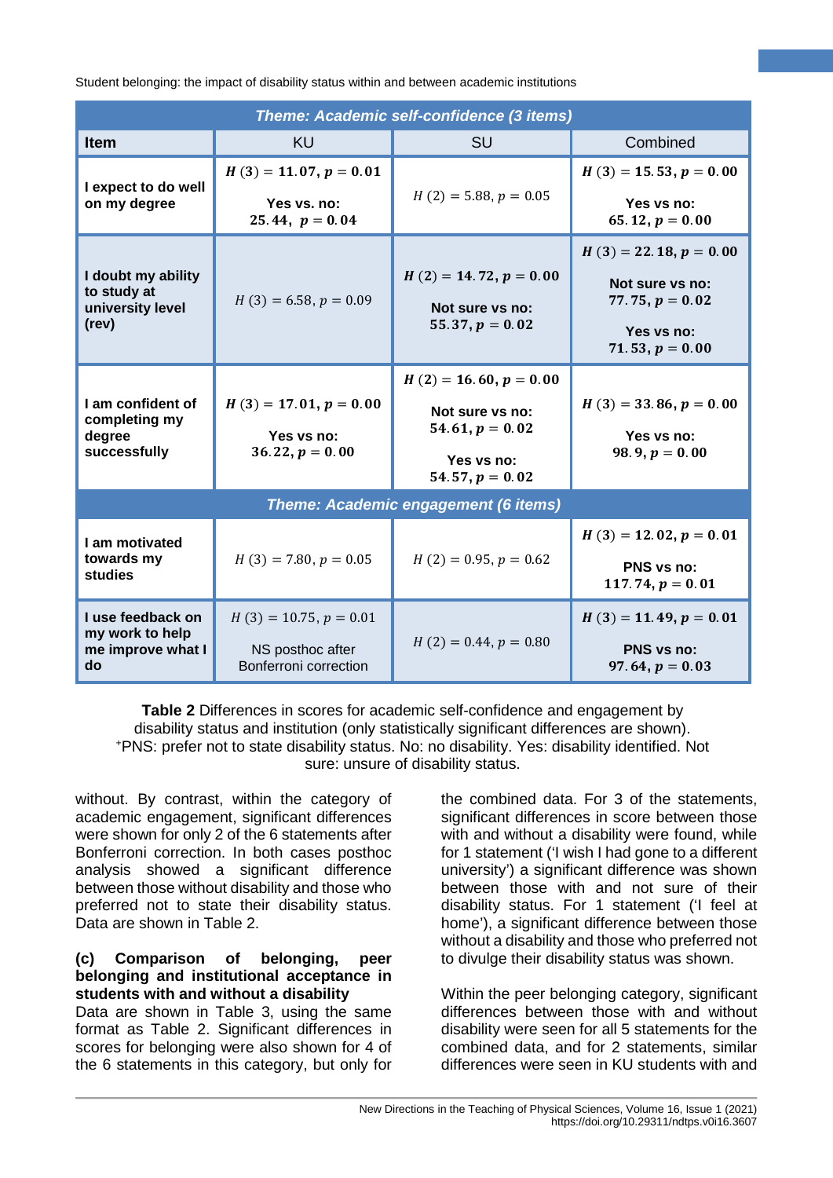| Item | KU | SU | Combined |
|---|---|---|---|
| **Theme: Academic self-confidence (3 items)** | | | |
| **I expect to do well on my degree** | $\boldsymbol{H\ (3) = 11.07, p = 0.01}$<br><br>**Yes vs. no:**<br>$\boldsymbol{25.44,\ p = 0.04}$ | $H\ (2) = 5.88, p = 0.05$ | $\boldsymbol{H\ (3) = 15.53, p = 0.00}$<br><br>**Yes vs no:**<br>$\boldsymbol{65.12, p = 0.00}$ |
| **I doubt my ability to study at university level (rev)** | $H\ (3) = 6.58, p = 0.09$ | $\boldsymbol{H\ (2) = 14.72, p = 0.00}$<br><br>**Not sure vs no:**<br>$\boldsymbol{55.37, p = 0.02}$ | $\boldsymbol{H\ (3) = 22.18, p = 0.00}$<br><br>**Not sure vs no:**<br>$\boldsymbol{77.75, p = 0.02}$<br><br>**Yes vs no:**<br>$\boldsymbol{71.53, p = 0.00}$ |
| **I am confident of completing my degree successfully** | $\boldsymbol{H\ (3) = 17.01, p = 0.00}$<br><br>**Yes vs no:**<br>$\boldsymbol{36.22, p = 0.00}$ | $\boldsymbol{H\ (2) = 16.60, p = 0.00}$<br><br>**Not sure vs no:**<br>$\boldsymbol{54.61, p = 0.02}$<br><br>**Yes vs no:**<br>$\boldsymbol{54.57, p = 0.02}$ | $\boldsymbol{H\ (3) = 33.86, p = 0.00}$<br><br>**Yes vs no:**<br>$\boldsymbol{98.9, p = 0.00}$ |
| **Theme: Academic engagement (6 items)** | | | |
| **I am motivated towards my studies** | $H\ (3) = 7.80, p = 0.05$ | $H\ (2) = 0.95, p = 0.62$ | $\boldsymbol{H\ (3) = 12.02, p = 0.01}$<br><br>**PNS vs no:**<br>$\boldsymbol{117.74, p = 0.01}$ |
| **I use feedback on my work to help me improve what I do** | $H\ (3) = 10.75, p = 0.01$<br><br>NS posthoc after Bonferroni correction | $H\ (2) = 0.44, p = 0.80$ | $\boldsymbol{H\ (3) = 11.49, p = 0.01}$<br><br>**PNS vs no:**<br>$\boldsymbol{97.64, p = 0.03}$ |

**Table 2** Differences in scores for academic self-confidence and engagement by disability status and institution (only statistically significant differences are shown). [+]PNS: prefer not to state disability status. No: no disability. Yes: disability identified. Not sure: unsure of disability status.

without. By contrast, within the category of academic engagement, significant differences were shown for only 2 of the 6 statements after Bonferroni correction. In both cases posthoc analysis showed a significant difference between those without disability and those who preferred not to state their disability status. Data are shown in Table 2.

#### (c) Comparison of belonging, peer belonging and institutional acceptance in students with and without a disability

Data are shown in Table 3, using the same format as Table 2. Significant differences in scores for belonging were also shown for 4 of the 6 statements in this category, but only for the combined data. For 3 of the statements, significant differences in score between those with and without a disability were found, while for 1 statement ('I wish I had gone to a different university') a significant difference was shown between those with and not sure of their disability status. For 1 statement ('I feel at home'), a significant difference between those without a disability and those who preferred not to divulge their disability status was shown.

Within the peer belonging category, significant differences between those with and without disability were seen for all 5 statements for the combined data, and for 2 statements, similar differences were seen in KU students with and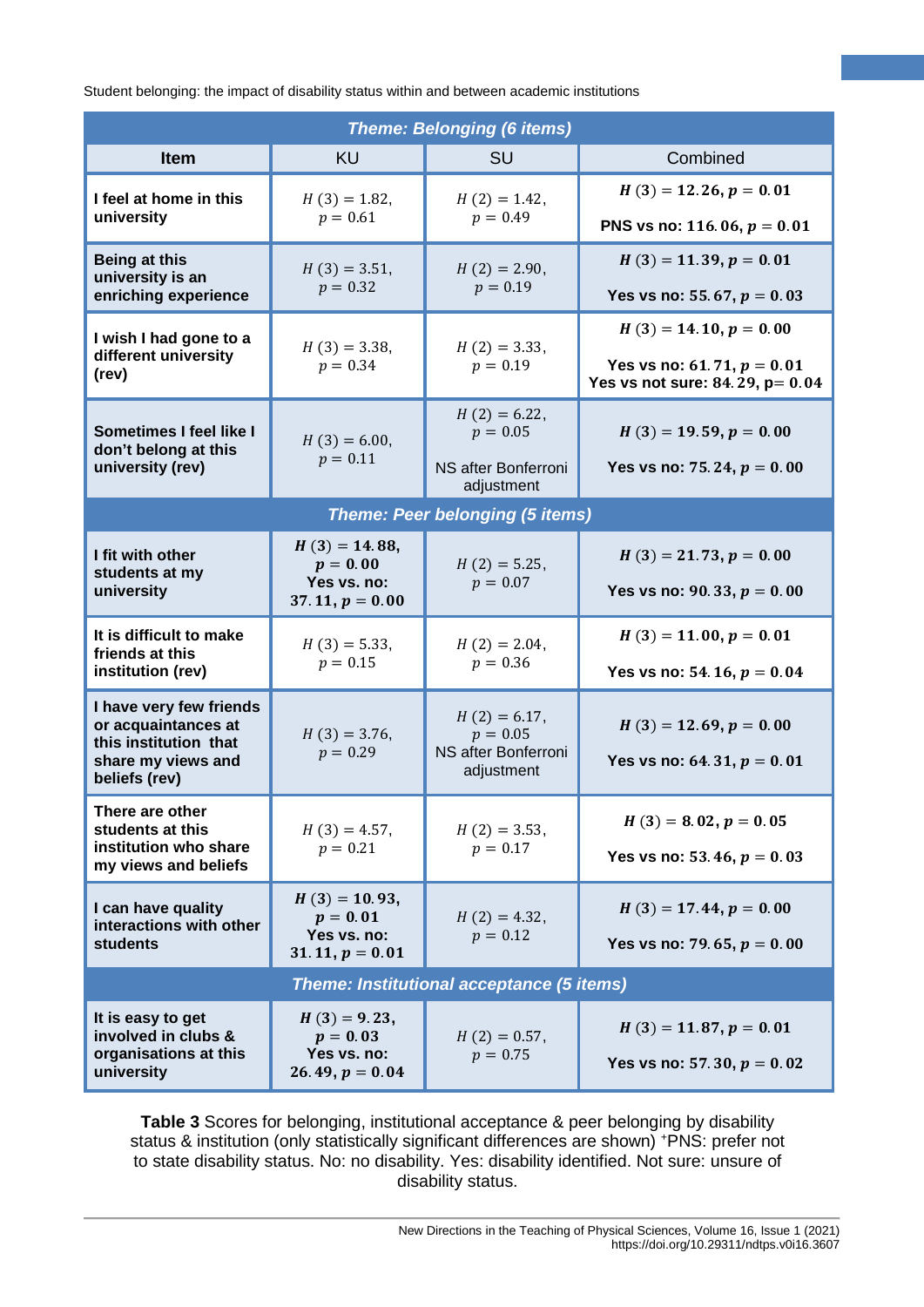| Item | KU | SU | Combined |
|---|---|---|---|
| ***Theme: Belonging (6 items)*** | | | |
| **I feel at home in this university** | $H\ (3) = 1.82$, $p = 0.61$ | $H\ (2) = 1.42$, $p = 0.49$ | $\boldsymbol{H\ (3) = 12.26, p = 0.01}$ **PNS vs no: $\boldsymbol{116.06, p = 0.01}$** |
| **Being at this university is an enriching experience** | $H\ (3) = 3.51$, $p = 0.32$ | $H\ (2) = 2.90$, $p = 0.19$ | $\boldsymbol{H\ (3) = 11.39, p = 0.01}$ **Yes vs no: $\boldsymbol{55.67, p = 0.03}$** |
| **I wish I had gone to a different university (rev)** | $H\ (3) = 3.38$, $p = 0.34$ | $H\ (2) = 3.33$, $p = 0.19$ | $\boldsymbol{H\ (3) = 14.10, p = 0.00}$ **Yes vs no: $\boldsymbol{61.71, p = 0.01}$** **Yes vs not sure: $\boldsymbol{84.29}$, p= $\boldsymbol{0.04}$** |
| **Sometimes I feel like I don't belong at this university (rev)** | $H\ (3) = 6.00$, $p = 0.11$ | $H\ (2) = 6.22$, $p = 0.05$ NS after Bonferroni adjustment | $\boldsymbol{H\ (3) = 19.59, p = 0.00}$ **Yes vs no: $\boldsymbol{75.24, p = 0.00}$** |
| ***Theme: Peer belonging (5 items)*** | | | |
| **I fit with other students at my university** | $\boldsymbol{H\ (3) = 14.88}$, $\boldsymbol{p = 0.00}$ **Yes vs. no: $\boldsymbol{37.11, p = 0.00}$** | $H\ (2) = 5.25$, $p = 0.07$ | $\boldsymbol{H\ (3) = 21.73, p = 0.00}$ **Yes vs no: $\boldsymbol{90.33, p = 0.00}$** |
| **It is difficult to make friends at this institution (rev)** | $H\ (3) = 5.33$, $p = 0.15$ | $H\ (2) = 2.04$, $p = 0.36$ | $\boldsymbol{H\ (3) = 11.00, p = 0.01}$ **Yes vs no: $\boldsymbol{54.16, p = 0.04}$** |
| **I have very few friends or acquaintances at this institution that share my views and beliefs (rev)** | $H\ (3) = 3.76$, $p = 0.29$ | $H\ (2) = 6.17$, $p = 0.05$ NS after Bonferroni adjustment | $\boldsymbol{H\ (3) = 12.69, p = 0.00}$ **Yes vs no: $\boldsymbol{64.31, p = 0.01}$** |
| **There are other students at this institution who share my views and beliefs** | $H\ (3) = 4.57$, $p = 0.21$ | $H\ (2) = 3.53$, $p = 0.17$ | $\boldsymbol{H\ (3) = 8.02, p = 0.05}$ **Yes vs no: $\boldsymbol{53.46, p = 0.03}$** |
| **I can have quality interactions with other students** | $\boldsymbol{H\ (3) = 10.93}$, $\boldsymbol{p = 0.01}$ **Yes vs. no: $\boldsymbol{31.11, p = 0.01}$** | $H\ (2) = 4.32$, $p = 0.12$ | $\boldsymbol{H\ (3) = 17.44, p = 0.00}$ **Yes vs no: $\boldsymbol{79.65, p = 0.00}$** |
| ***Theme: Institutional acceptance (5 items)*** | | | |
| **It is easy to get involved in clubs & organisations at this university** | $\boldsymbol{H\ (3) = 9.23}$, $\boldsymbol{p = 0.03}$ **Yes vs. no: $\boldsymbol{26.49, p = 0.04}$** | $H\ (2) = 0.57$, $p = 0.75$ | $\boldsymbol{H\ (3) = 11.87, p = 0.01}$ **Yes vs no: $\boldsymbol{57.30, p = 0.02}$** |

**Table 3** Scores for belonging, institutional acceptance & peer belonging by disability status & institution (only statistically significant differences are shown) [+]PNS: prefer not to state disability status. No: no disability. Yes: disability identified. Not sure: unsure of disability status.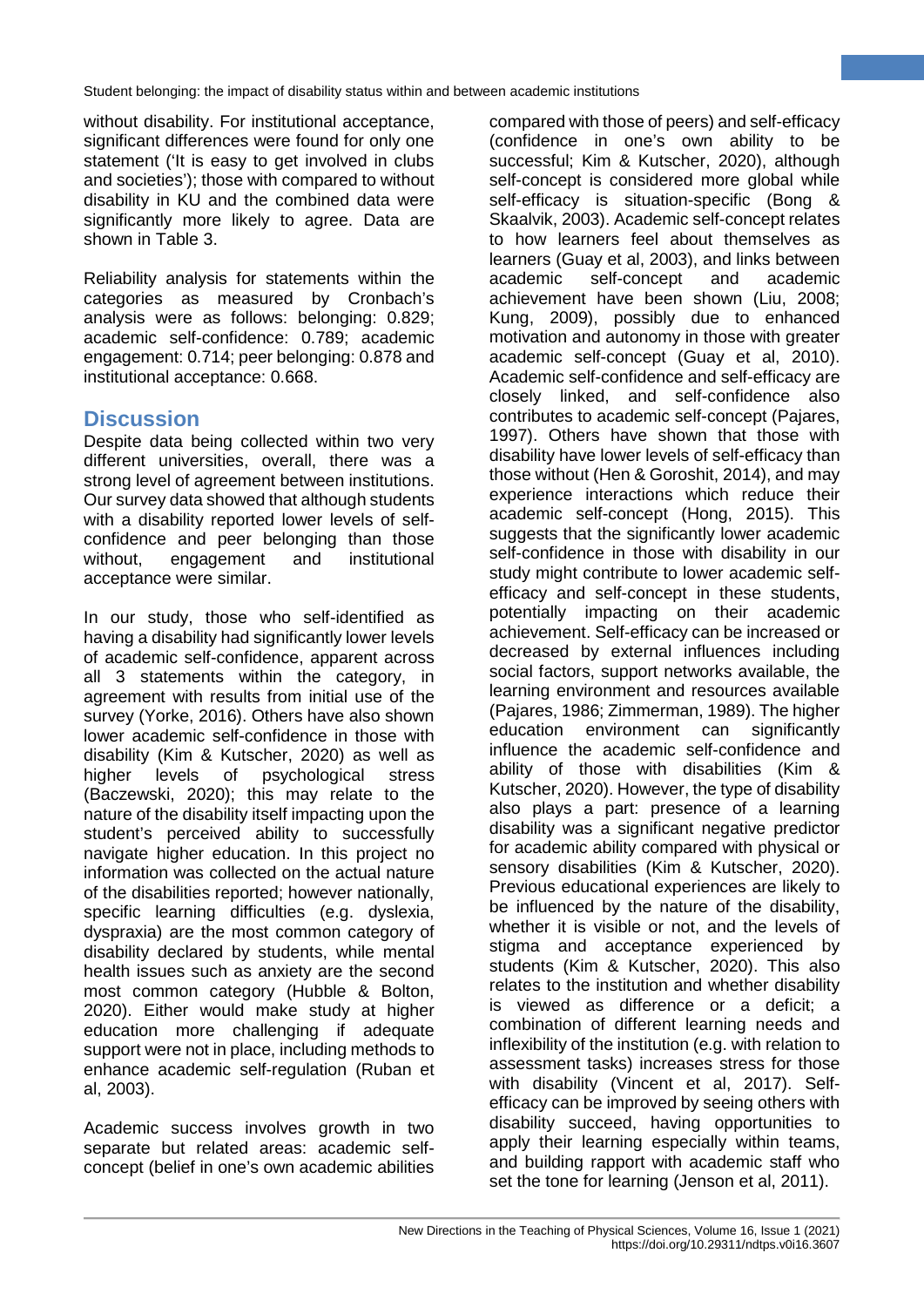without disability. For institutional acceptance, significant differences were found for only one statement ('It is easy to get involved in clubs and societies'); those with compared to without disability in KU and the combined data were significantly more likely to agree. Data are shown in Table 3.

Reliability analysis for statements within the categories as measured by Cronbach's analysis were as follows: belonging: 0.829; academic self-confidence: 0.789; academic engagement: 0.714; peer belonging: 0.878 and institutional acceptance: 0.668.

## Discussion

Despite data being collected within two very different universities, overall, there was a strong level of agreement between institutions. Our survey data showed that although students with a disability reported lower levels of self-confidence and peer belonging than those without, engagement and institutional acceptance were similar.

In our study, those who self-identified as having a disability had significantly lower levels of academic self-confidence, apparent across all 3 statements within the category, in agreement with results from initial use of the survey (Yorke, 2016). Others have also shown lower academic self-confidence in those with disability (Kim & Kutscher, 2020) as well as higher levels of psychological stress (Baczewski, 2020); this may relate to the nature of the disability itself impacting upon the student's perceived ability to successfully navigate higher education. In this project no information was collected on the actual nature of the disabilities reported; however nationally, specific learning difficulties (e.g. dyslexia, dyspraxia) are the most common category of disability declared by students, while mental health issues such as anxiety are the second most common category (Hubble & Bolton, 2020). Either would make study at higher education more challenging if adequate support were not in place, including methods to enhance academic self-regulation (Ruban et al, 2003).

Academic success involves growth in two separate but related areas: academic self-concept (belief in one's own academic abilities compared with those of peers) and self-efficacy (confidence in one's own ability to be successful; Kim & Kutscher, 2020), although self-concept is considered more global while self-efficacy is situation-specific (Bong & Skaalvik, 2003). Academic self-concept relates to how learners feel about themselves as learners (Guay et al, 2003), and links between academic self-concept and academic achievement have been shown (Liu, 2008; Kung, 2009), possibly due to enhanced motivation and autonomy in those with greater academic self-concept (Guay et al, 2010). Academic self-confidence and self-efficacy are closely linked, and self-confidence also contributes to academic self-concept (Pajares, 1997). Others have shown that those with disability have lower levels of self-efficacy than those without (Hen & Goroshit, 2014), and may experience interactions which reduce their academic self-concept (Hong, 2015). This suggests that the significantly lower academic self-confidence in those with disability in our study might contribute to lower academic self-efficacy and self-concept in these students, potentially impacting on their academic achievement. Self-efficacy can be increased or decreased by external influences including social factors, support networks available, the learning environment and resources available (Pajares, 1986; Zimmerman, 1989). The higher education environment can significantly influence the academic self-confidence and ability of those with disabilities (Kim & Kutscher, 2020). However, the type of disability also plays a part: presence of a learning disability was a significant negative predictor for academic ability compared with physical or sensory disabilities (Kim & Kutscher, 2020). Previous educational experiences are likely to be influenced by the nature of the disability, whether it is visible or not, and the levels of stigma and acceptance experienced by students (Kim & Kutscher, 2020). This also relates to the institution and whether disability is viewed as difference or a deficit; a combination of different learning needs and inflexibility of the institution (e.g. with relation to assessment tasks) increases stress for those with disability (Vincent et al, 2017). Self-efficacy can be improved by seeing others with disability succeed, having opportunities to apply their learning especially within teams, and building rapport with academic staff who set the tone for learning (Jenson et al, 2011).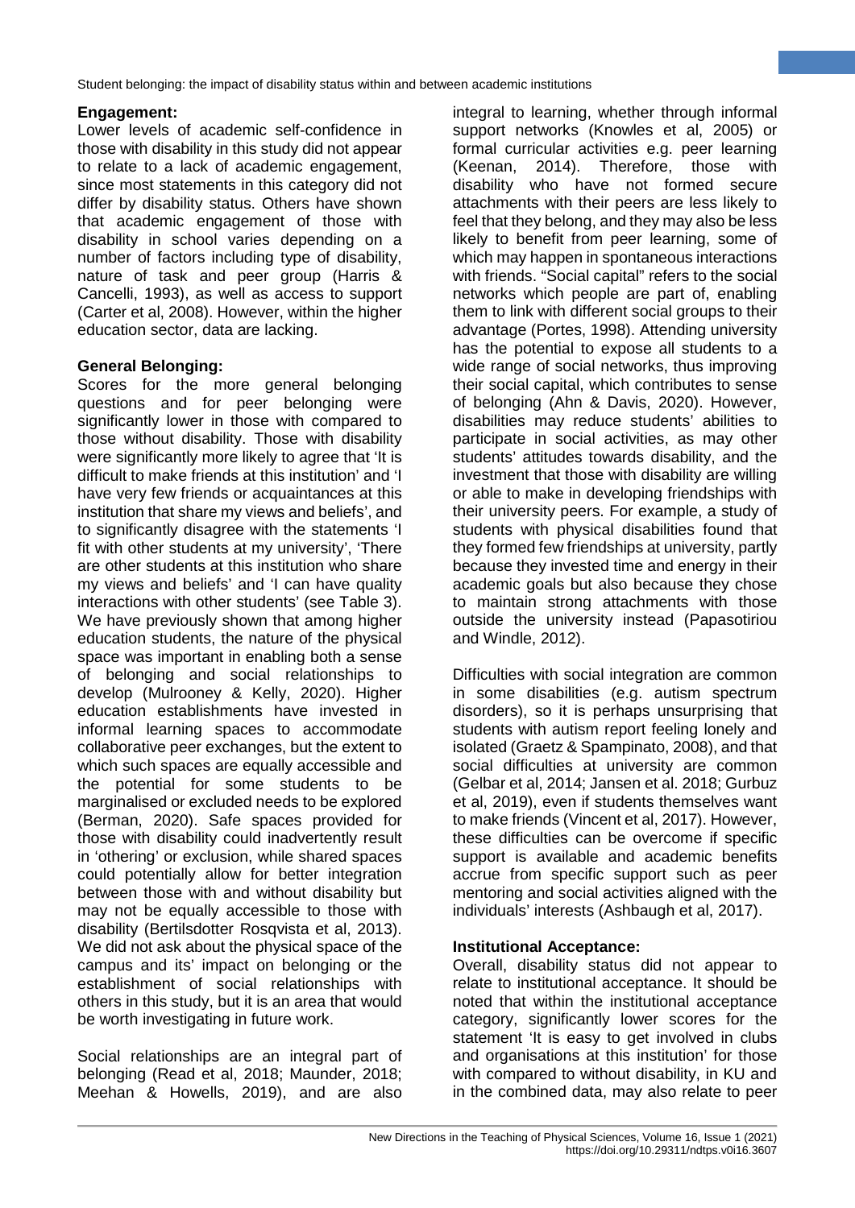**Engagement:**

Lower levels of academic self-confidence in those with disability in this study did not appear to relate to a lack of academic engagement, since most statements in this category did not differ by disability status. Others have shown that academic engagement of those with disability in school varies depending on a number of factors including type of disability, nature of task and peer group (Harris & Cancelli, 1993), as well as access to support (Carter et al, 2008). However, within the higher education sector, data are lacking.

**General Belonging:**

Scores for the more general belonging questions and for peer belonging were significantly lower in those with compared to those without disability. Those with disability were significantly more likely to agree that 'It is difficult to make friends at this institution' and 'I have very few friends or acquaintances at this institution that share my views and beliefs', and to significantly disagree with the statements 'I fit with other students at my university', 'There are other students at this institution who share my views and beliefs' and 'I can have quality interactions with other students' (see Table 3). We have previously shown that among higher education students, the nature of the physical space was important in enabling both a sense of belonging and social relationships to develop (Mulrooney & Kelly, 2020). Higher education establishments have invested in informal learning spaces to accommodate collaborative peer exchanges, but the extent to which such spaces are equally accessible and the potential for some students to be marginalised or excluded needs to be explored (Berman, 2020). Safe spaces provided for those with disability could inadvertently result in 'othering' or exclusion, while shared spaces could potentially allow for better integration between those with and without disability but may not be equally accessible to those with disability (Bertilsdotter Rosqvista et al, 2013). We did not ask about the physical space of the campus and its' impact on belonging or the establishment of social relationships with others in this study, but it is an area that would be worth investigating in future work.

Social relationships are an integral part of belonging (Read et al, 2018; Maunder, 2018; Meehan & Howells, 2019), and are also integral to learning, whether through informal support networks (Knowles et al, 2005) or formal curricular activities e.g. peer learning (Keenan, 2014). Therefore, those with disability who have not formed secure attachments with their peers are less likely to feel that they belong, and they may also be less likely to benefit from peer learning, some of which may happen in spontaneous interactions with friends. "Social capital" refers to the social networks which people are part of, enabling them to link with different social groups to their advantage (Portes, 1998). Attending university has the potential to expose all students to a wide range of social networks, thus improving their social capital, which contributes to sense of belonging (Ahn & Davis, 2020). However, disabilities may reduce students' abilities to participate in social activities, as may other students' attitudes towards disability, and the investment that those with disability are willing or able to make in developing friendships with their university peers. For example, a study of students with physical disabilities found that they formed few friendships at university, partly because they invested time and energy in their academic goals but also because they chose to maintain strong attachments with those outside the university instead (Papasotiriou and Windle, 2012).

Difficulties with social integration are common in some disabilities (e.g. autism spectrum disorders), so it is perhaps unsurprising that students with autism report feeling lonely and isolated (Graetz & Spampinato, 2008), and that social difficulties at university are common (Gelbar et al, 2014; Jansen et al. 2018; Gurbuz et al, 2019), even if students themselves want to make friends (Vincent et al, 2017). However, these difficulties can be overcome if specific support is available and academic benefits accrue from specific support such as peer mentoring and social activities aligned with the individuals' interests (Ashbaugh et al, 2017).

**Institutional Acceptance:**

Overall, disability status did not appear to relate to institutional acceptance. It should be noted that within the institutional acceptance category, significantly lower scores for the statement 'It is easy to get involved in clubs and organisations at this institution' for those with compared to without disability, in KU and in the combined data, may also relate to peer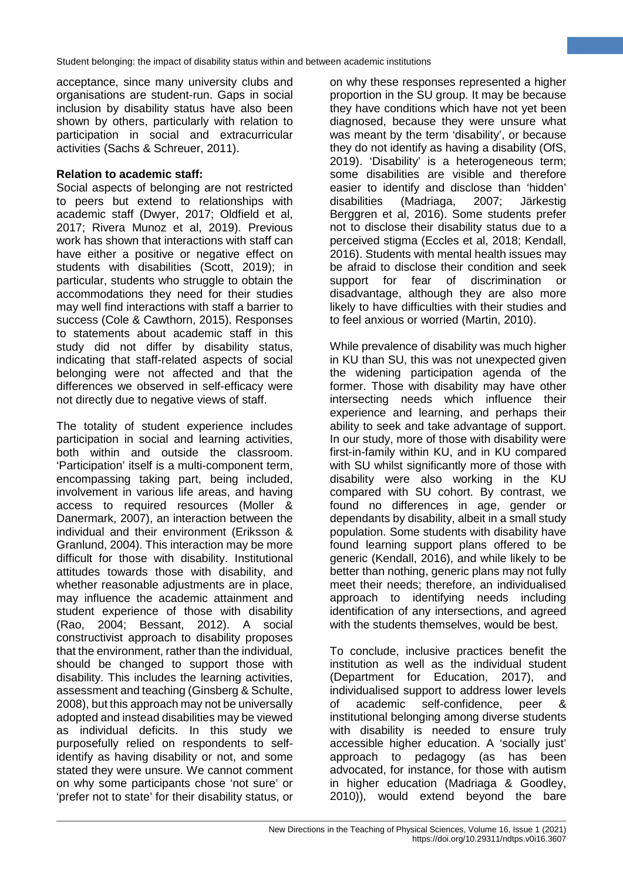acceptance, since many university clubs and organisations are student-run. Gaps in social inclusion by disability status have also been shown by others, particularly with relation to participation in social and extracurricular activities (Sachs & Schreuer, 2011).

**Relation to academic staff:**

Social aspects of belonging are not restricted to peers but extend to relationships with academic staff (Dwyer, 2017; Oldfield et al, 2017; Rivera Munoz et al, 2019). Previous work has shown that interactions with staff can have either a positive or negative effect on students with disabilities (Scott, 2019); in particular, students who struggle to obtain the accommodations they need for their studies may well find interactions with staff a barrier to success (Cole & Cawthorn, 2015). Responses to statements about academic staff in this study did not differ by disability status, indicating that staff-related aspects of social belonging were not affected and that the differences we observed in self-efficacy were not directly due to negative views of staff.

The totality of student experience includes participation in social and learning activities, both within and outside the classroom. 'Participation' itself is a multi-component term, encompassing taking part, being included, involvement in various life areas, and having access to required resources (Moller & Danermark, 2007), an interaction between the individual and their environment (Eriksson & Granlund, 2004). This interaction may be more difficult for those with disability. Institutional attitudes towards those with disability, and whether reasonable adjustments are in place, may influence the academic attainment and student experience of those with disability (Rao, 2004; Bessant, 2012). A social constructivist approach to disability proposes that the environment, rather than the individual, should be changed to support those with disability. This includes the learning activities, assessment and teaching (Ginsberg & Schulte, 2008), but this approach may not be universally adopted and instead disabilities may be viewed as individual deficits. In this study we purposefully relied on respondents to self-identify as having disability or not, and some stated they were unsure. We cannot comment on why some participants chose 'not sure' or 'prefer not to state' for their disability status, or on why these responses represented a higher proportion in the SU group. It may be because they have conditions which have not yet been diagnosed, because they were unsure what was meant by the term 'disability', or because they do not identify as having a disability (OfS, 2019). 'Disability' is a heterogeneous term; some disabilities are visible and therefore easier to identify and disclose than 'hidden' disabilities (Madriaga, 2007; Järkestig Berggren et al, 2016). Some students prefer not to disclose their disability status due to a perceived stigma (Eccles et al, 2018; Kendall, 2016). Students with mental health issues may be afraid to disclose their condition and seek support for fear of discrimination or disadvantage, although they are also more likely to have difficulties with their studies and to feel anxious or worried (Martin, 2010).

While prevalence of disability was much higher in KU than SU, this was not unexpected given the widening participation agenda of the former. Those with disability may have other intersecting needs which influence their experience and learning, and perhaps their ability to seek and take advantage of support. In our study, more of those with disability were first-in-family within KU, and in KU compared with SU whilst significantly more of those with disability were also working in the KU compared with SU cohort. By contrast, we found no differences in age, gender or dependants by disability, albeit in a small study population. Some students with disability have found learning support plans offered to be generic (Kendall, 2016), and while likely to be better than nothing, generic plans may not fully meet their needs; therefore, an individualised approach to identifying needs including identification of any intersections, and agreed with the students themselves, would be best.

To conclude, inclusive practices benefit the institution as well as the individual student (Department for Education, 2017), and individualised support to address lower levels of academic self-confidence, peer & institutional belonging among diverse students with disability is needed to ensure truly accessible higher education. A 'socially just' approach to pedagogy (as has been advocated, for instance, for those with autism in higher education (Madriaga & Goodley, 2010)), would extend beyond the bare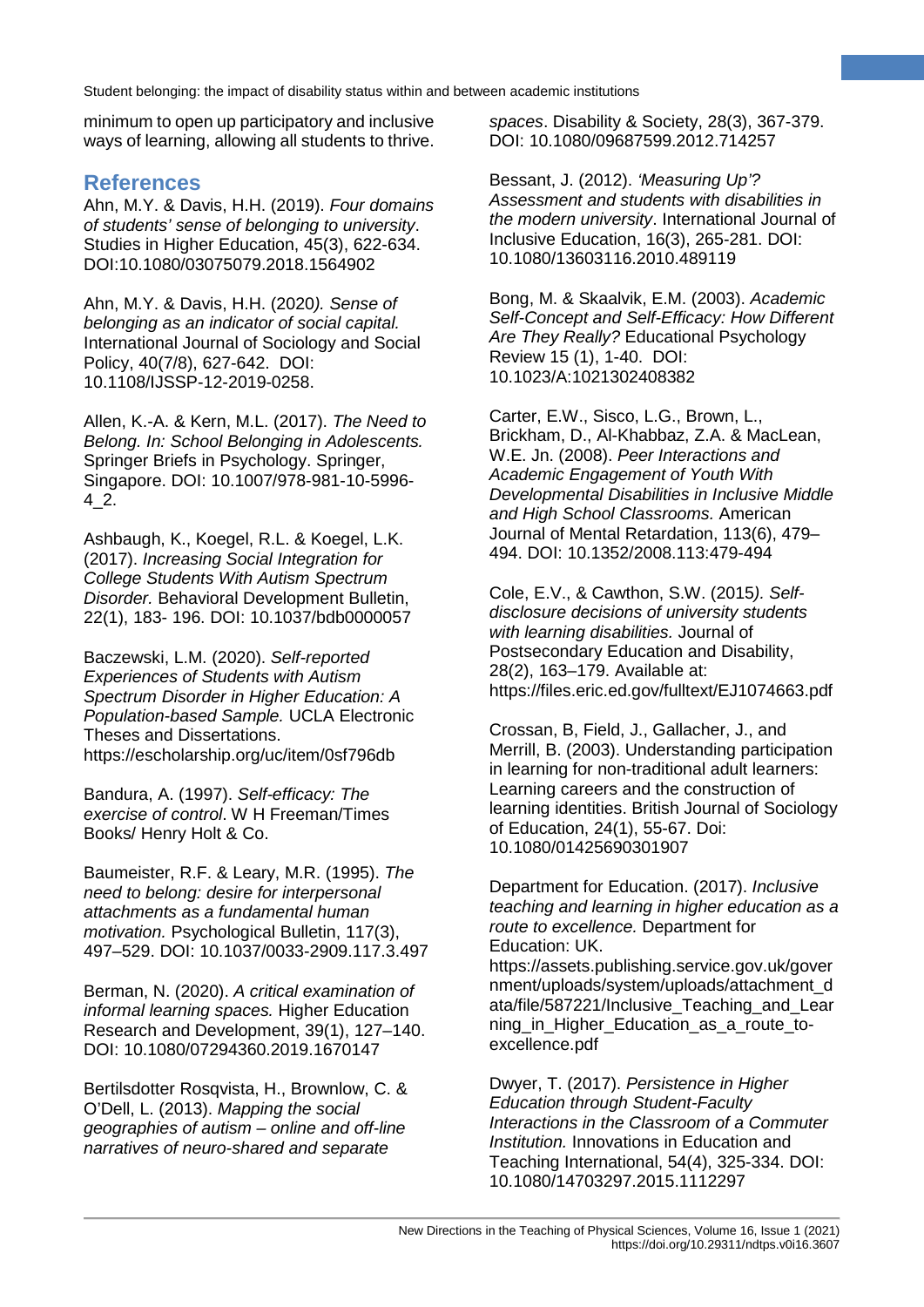minimum to open up participatory and inclusive ways of learning, allowing all students to thrive.

## References

Ahn, M.Y. & Davis, H.H. (2019). *Four domains of students' sense of belonging to university*. Studies in Higher Education, 45(3), 622-634. DOI:10.1080/03075079.2018.1564902

Ahn, M.Y. & Davis, H.H. (2020*). Sense of belonging as an indicator of social capital.* International Journal of Sociology and Social Policy, 40(7/8), 627-642. DOI: 10.1108/IJSSP-12-2019-0258.

Allen, K.-A. & Kern, M.L. (2017). *The Need to Belong. In: School Belonging in Adolescents.* Springer Briefs in Psychology. Springer, Singapore. DOI: 10.1007/978-981-10-5996-4_2.

Ashbaugh, K., Koegel, R.L. & Koegel, L.K. (2017). *Increasing Social Integration for College Students With Autism Spectrum Disorder.* Behavioral Development Bulletin, 22(1), 183- 196. DOI: 10.1037/bdb0000057

Baczewski, L.M. (2020). *Self-reported Experiences of Students with Autism Spectrum Disorder in Higher Education: A Population-based Sample.* UCLA Electronic Theses and Dissertations. https://escholarship.org/uc/item/0sf796db

Bandura, A. (1997). *Self-efficacy: The exercise of control*. W H Freeman/Times Books/ Henry Holt & Co.

Baumeister, R.F. & Leary, M.R. (1995). *The need to belong: desire for interpersonal attachments as a fundamental human motivation.* Psychological Bulletin, 117(3), 497–529. DOI: 10.1037/0033-2909.117.3.497

Berman, N. (2020). *A critical examination of informal learning spaces.* Higher Education Research and Development, 39(1), 127–140. DOI: 10.1080/07294360.2019.1670147

Bertilsdotter Rosqvista, H., Brownlow, C. & O'Dell, L. (2013). *Mapping the social geographies of autism – online and off-line narratives of neuro-shared and separate spaces*. Disability & Society, 28(3), 367-379. DOI: 10.1080/09687599.2012.714257

Bessant, J. (2012). *'Measuring Up'? Assessment and students with disabilities in the modern university*. International Journal of Inclusive Education, 16(3), 265-281. DOI: 10.1080/13603116.2010.489119

Bong, M. & Skaalvik, E.M. (2003). *Academic Self-Concept and Self-Efficacy: How Different Are They Really?* Educational Psychology Review 15 (1), 1-40. DOI: 10.1023/A:1021302408382

Carter, E.W., Sisco, L.G., Brown, L., Brickham, D., Al-Khabbaz, Z.A. & MacLean, W.E. Jn. (2008). *Peer Interactions and Academic Engagement of Youth With Developmental Disabilities in Inclusive Middle and High School Classrooms.* American Journal of Mental Retardation, 113(6), 479–494. DOI: 10.1352/2008.113:479-494

Cole, E.V., & Cawthon, S.W. (2015*). Self-disclosure decisions of university students with learning disabilities.* Journal of Postsecondary Education and Disability, 28(2), 163–179. Available at: https://files.eric.ed.gov/fulltext/EJ1074663.pdf

Crossan, B, Field, J., Gallacher, J., and Merrill, B. (2003). Understanding participation in learning for non-traditional adult learners: Learning careers and the construction of learning identities. British Journal of Sociology of Education, 24(1), 55-67. Doi: 10.1080/01425690301907

Department for Education. (2017). *Inclusive teaching and learning in higher education as a route to excellence.* Department for Education: UK. https://assets.publishing.service.gov.uk/government/uploads/system/uploads/attachment_data/file/587221/Inclusive_Teaching_and_Learning_in_Higher_Education_as_a_route_to-excellence.pdf

Dwyer, T. (2017). *Persistence in Higher Education through Student-Faculty Interactions in the Classroom of a Commuter Institution.* Innovations in Education and Teaching International, 54(4), 325-334. DOI: 10.1080/14703297.2015.1112297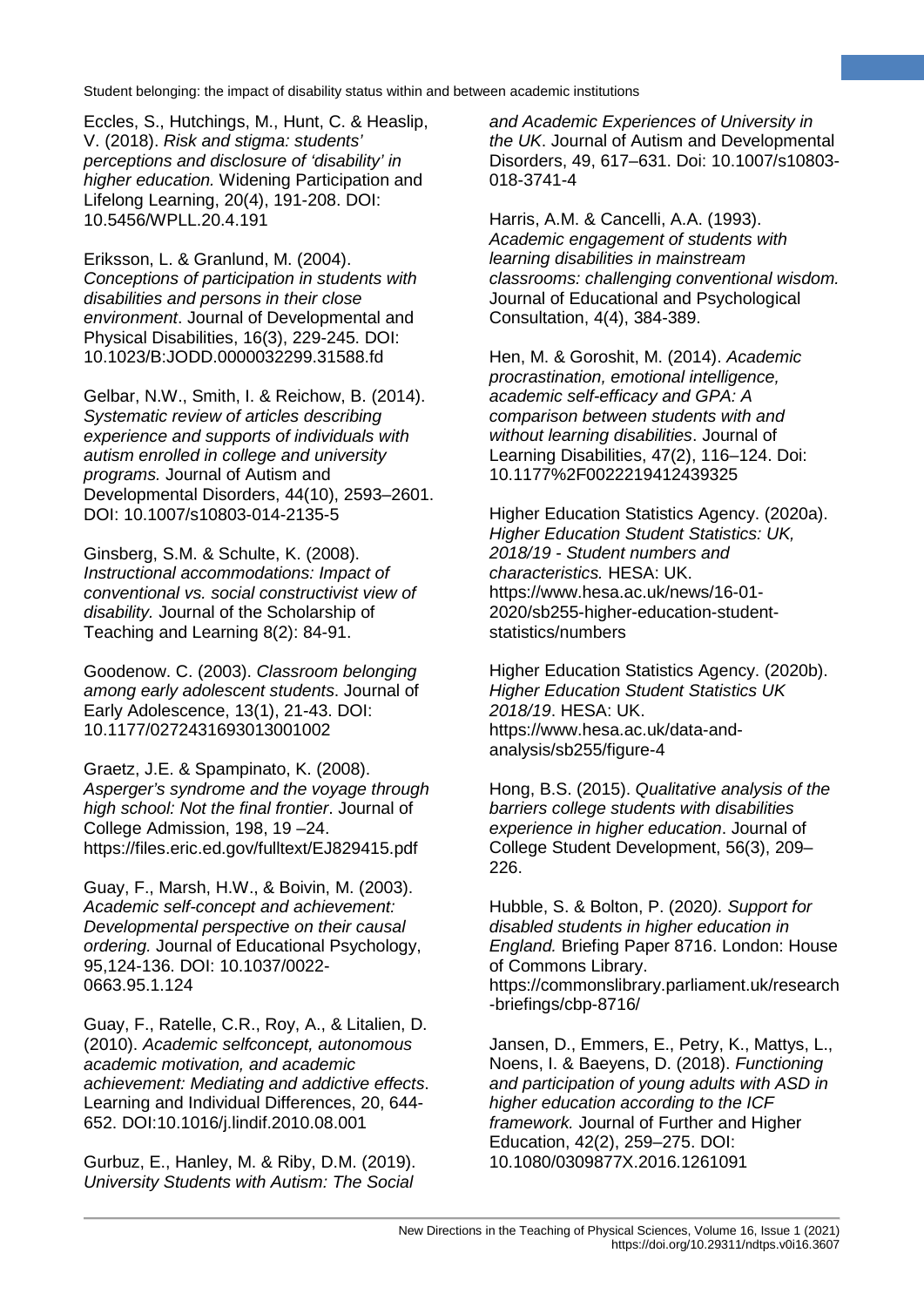Eccles, S., Hutchings, M., Hunt, C. & Heaslip, V. (2018). *Risk and stigma: students' perceptions and disclosure of 'disability' in higher education.* Widening Participation and Lifelong Learning, 20(4), 191-208. DOI: 10.5456/WPLL.20.4.191

Eriksson, L. & Granlund, M. (2004). *Conceptions of participation in students with disabilities and persons in their close environment*. Journal of Developmental and Physical Disabilities, 16(3), 229-245. DOI: 10.1023/B:JODD.0000032299.31588.fd

Gelbar, N.W., Smith, I. & Reichow, B. (2014). *Systematic review of articles describing experience and supports of individuals with autism enrolled in college and university programs.* Journal of Autism and Developmental Disorders, 44(10), 2593–2601. DOI: 10.1007/s10803-014-2135-5

Ginsberg, S.M. & Schulte, K. (2008). *Instructional accommodations: Impact of conventional vs. social constructivist view of disability.* Journal of the Scholarship of Teaching and Learning 8(2): 84-91.

Goodenow. C. (2003). *Classroom belonging among early adolescent students*. Journal of Early Adolescence, 13(1), 21-43. DOI: 10.1177/0272431693013001002

Graetz, J.E. & Spampinato, K. (2008). *Asperger's syndrome and the voyage through high school: Not the final frontier*. Journal of College Admission, 198, 19 –24. https://files.eric.ed.gov/fulltext/EJ829415.pdf

Guay, F., Marsh, H.W., & Boivin, M. (2003). *Academic self-concept and achievement: Developmental perspective on their causal ordering.* Journal of Educational Psychology, 95,124-136. DOI: 10.1037/0022-0663.95.1.124

Guay, F., Ratelle, C.R., Roy, A., & Litalien, D. (2010). *Academic selfconcept, autonomous academic motivation, and academic achievement: Mediating and addictive effects*. Learning and Individual Differences, 20, 644-652. DOI:10.1016/j.lindif.2010.08.001

Gurbuz, E., Hanley, M. & Riby, D.M. (2019). *University Students with Autism: The Social and Academic Experiences of University in the UK*. Journal of Autism and Developmental Disorders, 49, 617–631. Doi: 10.1007/s10803-018-3741-4

Harris, A.M. & Cancelli, A.A. (1993). *Academic engagement of students with learning disabilities in mainstream classrooms: challenging conventional wisdom.* Journal of Educational and Psychological Consultation, 4(4), 384-389.

Hen, M. & Goroshit, M. (2014). *Academic procrastination, emotional intelligence, academic self-efficacy and GPA: A comparison between students with and without learning disabilities*. Journal of Learning Disabilities, 47(2), 116–124. Doi: 10.1177%2F0022219412439325

Higher Education Statistics Agency. (2020a). *Higher Education Student Statistics: UK, 2018/19 - Student numbers and characteristics.* HESA: UK. https://www.hesa.ac.uk/news/16-01-2020/sb255-higher-education-student-statistics/numbers

Higher Education Statistics Agency. (2020b). *Higher Education Student Statistics UK 2018/19*. HESA: UK. https://www.hesa.ac.uk/data-and-analysis/sb255/figure-4

Hong, B.S. (2015). *Qualitative analysis of the barriers college students with disabilities experience in higher education*. Journal of College Student Development, 56(3), 209–226.

Hubble, S. & Bolton, P. (2020*). Support for disabled students in higher education in England.* Briefing Paper 8716. London: House of Commons Library. https://commonslibrary.parliament.uk/research-briefings/cbp-8716/

Jansen, D., Emmers, E., Petry, K., Mattys, L., Noens, I. & Baeyens, D. (2018). *Functioning and participation of young adults with ASD in higher education according to the ICF framework.* Journal of Further and Higher Education, 42(2), 259–275. DOI: 10.1080/0309877X.2016.1261091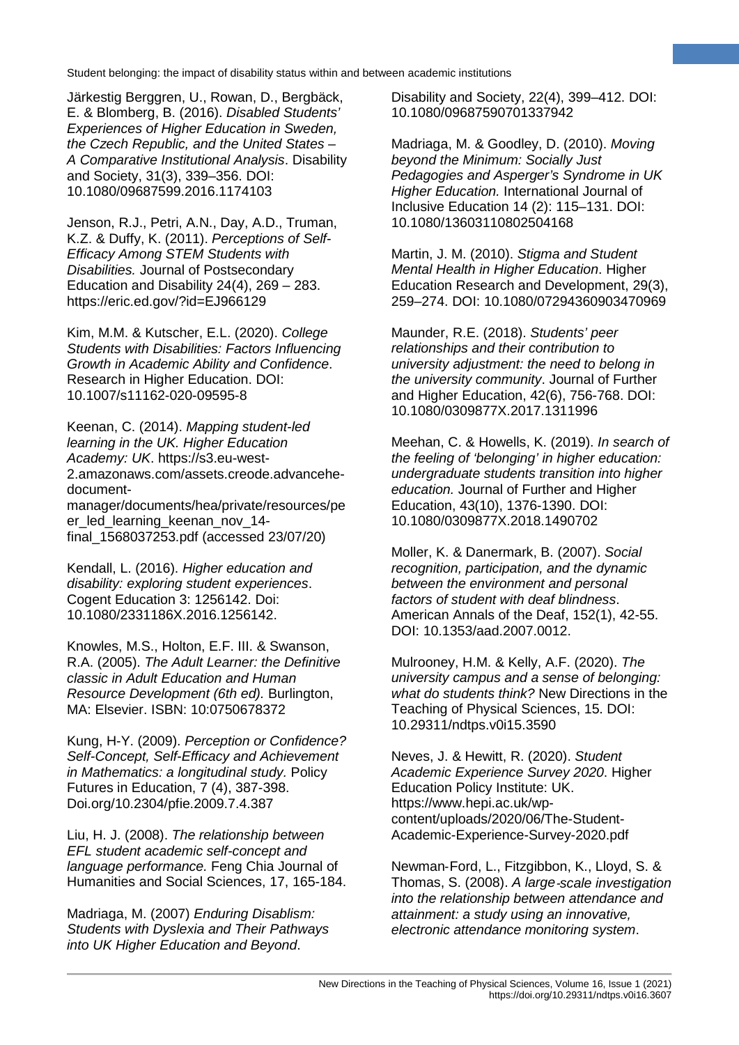Järkestig Berggren, U., Rowan, D., Bergbäck, E. & Blomberg, B. (2016). *Disabled Students' Experiences of Higher Education in Sweden, the Czech Republic, and the United States – A Comparative Institutional Analysis*. Disability and Society, 31(3), 339–356. DOI: 10.1080/09687599.2016.1174103

Jenson, R.J., Petri, A.N., Day, A.D., Truman, K.Z. & Duffy, K. (2011). *Perceptions of Self-Efficacy Among STEM Students with Disabilities.* Journal of Postsecondary Education and Disability 24(4), 269 – 283. https://eric.ed.gov/?id=EJ966129

Kim, M.M. & Kutscher, E.L. (2020). *College Students with Disabilities: Factors Influencing Growth in Academic Ability and Confidence*. Research in Higher Education. DOI: 10.1007/s11162-020-09595-8

Keenan, C. (2014). *Mapping student-led learning in the UK. Higher Education Academy: UK*. https://s3.eu-west-2.amazonaws.com/assets.creode.advancehe-document-manager/documents/hea/private/resources/peer_led_learning_keenan_nov_14-final_1568037253.pdf (accessed 23/07/20)

Kendall, L. (2016). *Higher education and disability: exploring student experiences*. Cogent Education 3: 1256142. Doi: 10.1080/2331186X.2016.1256142.

Knowles, M.S., Holton, E.F. III. & Swanson, R.A. (2005). *The Adult Learner: the Definitive classic in Adult Education and Human Resource Development (6th ed).* Burlington, MA: Elsevier. ISBN: 10:0750678372

Kung, H-Y. (2009). *Perception or Confidence? Self-Concept, Self-Efficacy and Achievement in Mathematics: a longitudinal study.* Policy Futures in Education, 7 (4), 387-398. Doi.org/10.2304/pfie.2009.7.4.387

Liu, H. J. (2008). *The relationship between EFL student academic self-concept and language performance.* Feng Chia Journal of Humanities and Social Sciences, 17, 165-184.

Madriaga, M. (2007) *Enduring Disablism: Students with Dyslexia and Their Pathways into UK Higher Education and Beyond*. Disability and Society, 22(4), 399–412. DOI: 10.1080/09687590701337942

Madriaga, M. & Goodley, D. (2010). *Moving beyond the Minimum: Socially Just Pedagogies and Asperger's Syndrome in UK Higher Education.* International Journal of Inclusive Education 14 (2): 115–131. DOI: 10.1080/13603110802504168

Martin, J. M. (2010). *Stigma and Student Mental Health in Higher Education*. Higher Education Research and Development, 29(3), 259–274. DOI: 10.1080/07294360903470969

Maunder, R.E. (2018). *Students' peer relationships and their contribution to university adjustment: the need to belong in the university community*. Journal of Further and Higher Education, 42(6), 756-768. DOI: 10.1080/0309877X.2017.1311996

Meehan, C. & Howells, K. (2019). *In search of the feeling of 'belonging' in higher education: undergraduate students transition into higher education.* Journal of Further and Higher Education, 43(10), 1376-1390. DOI: 10.1080/0309877X.2018.1490702

Moller, K. & Danermark, B. (2007). *Social recognition, participation, and the dynamic between the environment and personal factors of student with deaf blindness*. American Annals of the Deaf, 152(1), 42-55. DOI: 10.1353/aad.2007.0012.

Mulrooney, H.M. & Kelly, A.F. (2020). *The university campus and a sense of belonging: what do students think?* New Directions in the Teaching of Physical Sciences, 15. DOI: 10.29311/ndtps.v0i15.3590

Neves, J. & Hewitt, R. (2020). *Student Academic Experience Survey 2020*. Higher Education Policy Institute: UK. https://www.hepi.ac.uk/wp-content/uploads/2020/06/The-Student-Academic-Experience-Survey-2020.pdf

Newman‐Ford, L., Fitzgibbon, K., Lloyd, S. & Thomas, S. (2008). *A large‐scale investigation into the relationship between attendance and attainment: a study using an innovative, electronic attendance monitoring system*.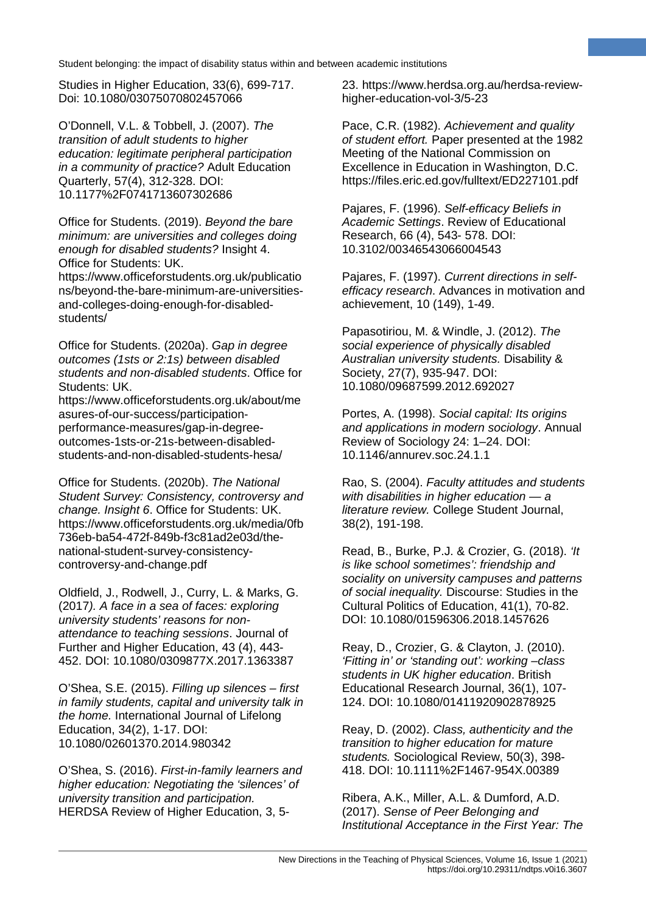Studies in Higher Education, 33(6), 699-717. Doi: 10.1080/03075070802457066

O'Donnell, V.L. & Tobbell, J. (2007). *The transition of adult students to higher education: legitimate peripheral participation in a community of practice?* Adult Education Quarterly, 57(4), 312-328. DOI: 10.1177%2F0741713607302686

Office for Students. (2019). *Beyond the bare minimum: are universities and colleges doing enough for disabled students?* Insight 4. Office for Students: UK. https://www.officeforstudents.org.uk/publications/beyond-the-bare-minimum-are-universities-and-colleges-doing-enough-for-disabled-students/

Office for Students. (2020a). *Gap in degree outcomes (1sts or 2:1s) between disabled students and non-disabled students*. Office for Students: UK. https://www.officeforstudents.org.uk/about/measures-of-our-success/participation-performance-measures/gap-in-degree-outcomes-1sts-or-21s-between-disabled-students-and-non-disabled-students-hesa/

Office for Students. (2020b). *The National Student Survey: Consistency, controversy and change. Insight 6*. Office for Students: UK. https://www.officeforstudents.org.uk/media/0fb736eb-ba54-472f-849b-f3c81ad2e03d/the-national-student-survey-consistency-controversy-and-change.pdf

Oldfield, J., Rodwell, J., Curry, L. & Marks, G. (2017*). A face in a sea of faces: exploring university students' reasons for non-attendance to teaching sessions*. Journal of Further and Higher Education, 43 (4), 443-452. DOI: 10.1080/0309877X.2017.1363387

O'Shea, S.E. (2015). *Filling up silences – first in family students, capital and university talk in the home.* International Journal of Lifelong Education, 34(2), 1-17. DOI: 10.1080/02601370.2014.980342

O'Shea, S. (2016). *First-in-family learners and higher education: Negotiating the 'silences' of university transition and participation.* HERDSA Review of Higher Education, 3, 5-23. https://www.herdsa.org.au/herdsa-review-higher-education-vol-3/5-23

Pace, C.R. (1982). *Achievement and quality of student effort.* Paper presented at the 1982 Meeting of the National Commission on Excellence in Education in Washington, D.C. https://files.eric.ed.gov/fulltext/ED227101.pdf

Pajares, F. (1996). *Self-efficacy Beliefs in Academic Settings*. Review of Educational Research, 66 (4), 543- 578. DOI: 10.3102/00346543066004543

Pajares, F. (1997). *Current directions in self-efficacy research.* Advances in motivation and achievement, 10 (149), 1-49.

Papasotiriou, M. & Windle, J. (2012). *The social experience of physically disabled Australian university students.* Disability & Society, 27(7), 935-947. DOI: 10.1080/09687599.2012.692027

Portes, A. (1998). *Social capital: Its origins and applications in modern sociology*. Annual Review of Sociology 24: 1–24. DOI: 10.1146/annurev.soc.24.1.1

Rao, S. (2004). *Faculty attitudes and students with disabilities in higher education — a literature review.* College Student Journal, 38(2), 191-198.

Read, B., Burke, P.J. & Crozier, G. (2018). *'It is like school sometimes': friendship and sociality on university campuses and patterns of social inequality.* Discourse: Studies in the Cultural Politics of Education, 41(1), 70-82. DOI: 10.1080/01596306.2018.1457626

Reay, D., Crozier, G. & Clayton, J. (2010). *'Fitting in' or 'standing out': working –class students in UK higher education*. British Educational Research Journal, 36(1), 107-124. DOI: 10.1080/01411920902878925

Reay, D. (2002). *Class, authenticity and the transition to higher education for mature students.* Sociological Review, 50(3), 398-418. DOI: 10.1111%2F1467-954X.00389

Ribera, A.K., Miller, A.L. & Dumford, A.D. (2017). *Sense of Peer Belonging and Institutional Acceptance in the First Year: The*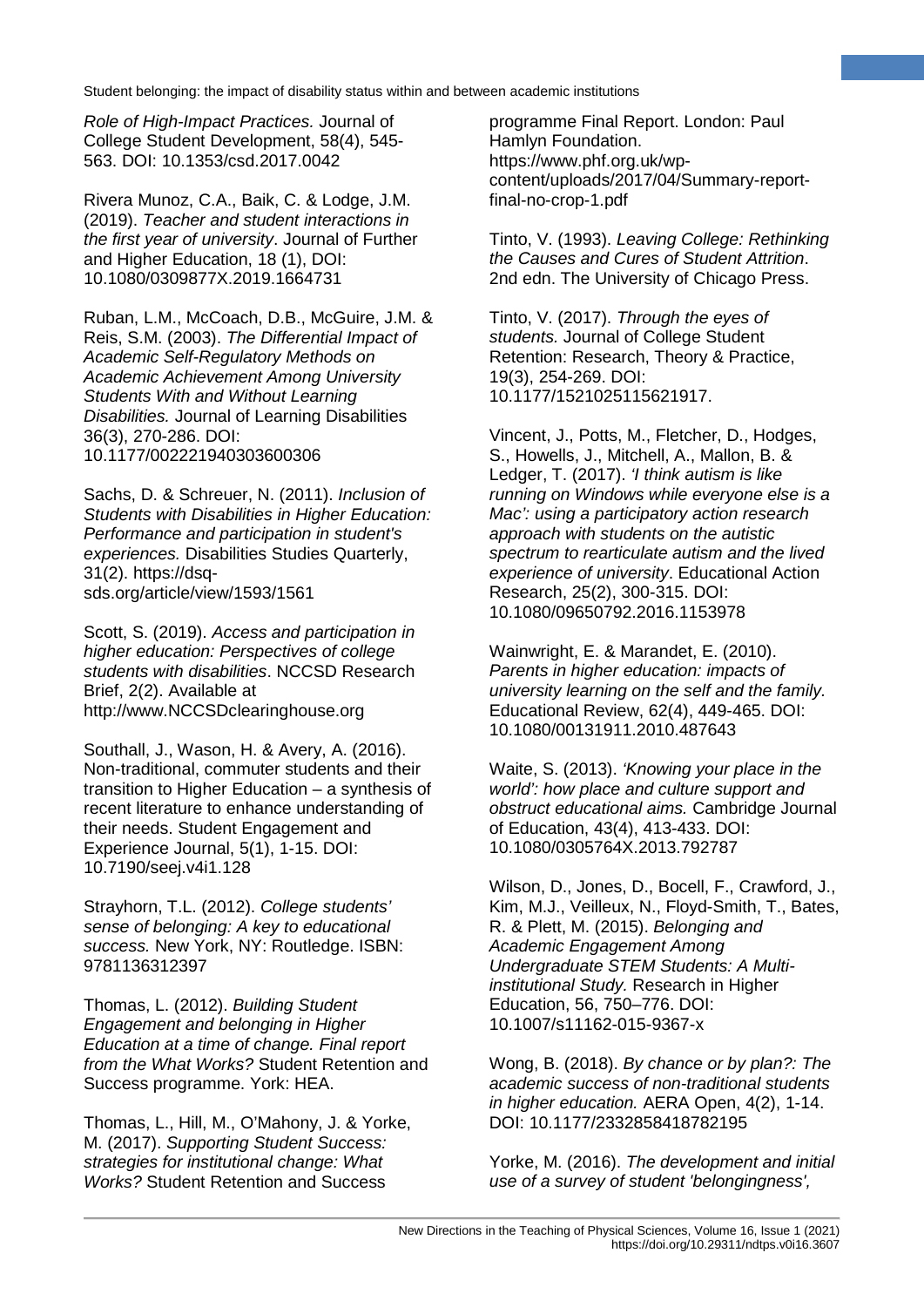*Role of High-Impact Practices.* Journal of College Student Development, 58(4), 545-563. DOI: 10.1353/csd.2017.0042

Rivera Munoz, C.A., Baik, C. & Lodge, J.M. (2019). *Teacher and student interactions in the first year of university*. Journal of Further and Higher Education, 18 (1), DOI: 10.1080/0309877X.2019.1664731

Ruban, L.M., McCoach, D.B., McGuire, J.M. & Reis, S.M. (2003). *The Differential Impact of Academic Self-Regulatory Methods on Academic Achievement Among University Students With and Without Learning Disabilities.* Journal of Learning Disabilities 36(3), 270-286. DOI: 10.1177/002221940303600306

Sachs, D. & Schreuer, N. (2011). *Inclusion of Students with Disabilities in Higher Education: Performance and participation in student's experiences.* Disabilities Studies Quarterly, 31(2). https://dsq-sds.org/article/view/1593/1561

Scott, S. (2019). *Access and participation in higher education: Perspectives of college students with disabilities*. NCCSD Research Brief, 2(2). Available at http://www.NCCSDclearinghouse.org

Southall, J., Wason, H. & Avery, A. (2016). Non-traditional, commuter students and their transition to Higher Education – a synthesis of recent literature to enhance understanding of their needs. Student Engagement and Experience Journal, 5(1), 1-15. DOI: 10.7190/seej.v4i1.128

Strayhorn, T.L. (2012). *College students' sense of belonging: A key to educational success.* New York, NY: Routledge. ISBN: 9781136312397

Thomas, L. (2012). *Building Student Engagement and belonging in Higher Education at a time of change. Final report from the What Works?* Student Retention and Success programme. York: HEA.

Thomas, L., Hill, M., O'Mahony, J. & Yorke, M. (2017). *Supporting Student Success: strategies for institutional change: What Works?* Student Retention and Success programme Final Report. London: Paul Hamlyn Foundation. https://www.phf.org.uk/wp-content/uploads/2017/04/Summary-report-final-no-crop-1.pdf

Tinto, V. (1993). *Leaving College: Rethinking the Causes and Cures of Student Attrition*. 2nd edn. The University of Chicago Press.

Tinto, V. (2017). *Through the eyes of students.* Journal of College Student Retention: Research, Theory & Practice, 19(3), 254-269. DOI: 10.1177/1521025115621917.

Vincent, J., Potts, M., Fletcher, D., Hodges, S., Howells, J., Mitchell, A., Mallon, B. & Ledger, T. (2017). *'I think autism is like running on Windows while everyone else is a Mac': using a participatory action research approach with students on the autistic spectrum to rearticulate autism and the lived experience of university*. Educational Action Research, 25(2), 300-315. DOI: 10.1080/09650792.2016.1153978

Wainwright, E. & Marandet, E. (2010). *Parents in higher education: impacts of university learning on the self and the family.* Educational Review, 62(4), 449-465. DOI: 10.1080/00131911.2010.487643

Waite, S. (2013). *'Knowing your place in the world': how place and culture support and obstruct educational aims.* Cambridge Journal of Education, 43(4), 413-433. DOI: 10.1080/0305764X.2013.792787

Wilson, D., Jones, D., Bocell, F., Crawford, J., Kim, M.J., Veilleux, N., Floyd-Smith, T., Bates, R. & Plett, M. (2015). *Belonging and Academic Engagement Among Undergraduate STEM Students: A Multi-institutional Study.* Research in Higher Education, 56, 750–776. DOI: 10.1007/s11162-015-9367-x

Wong, B. (2018). *By chance or by plan?: The academic success of non-traditional students in higher education.* AERA Open, 4(2), 1-14. DOI: 10.1177/2332858418782195

Yorke, M. (2016). *The development and initial use of a survey of student 'belongingness',*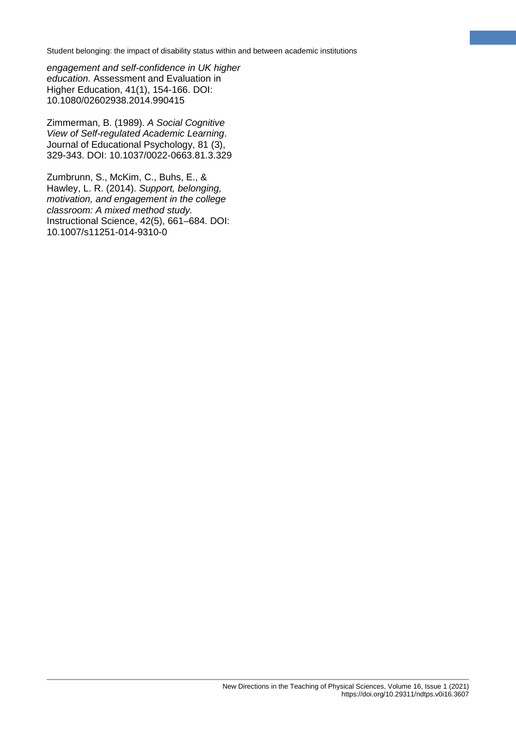*engagement and self-confidence in UK higher education.* Assessment and Evaluation in Higher Education, 41(1), 154-166. DOI: 10.1080/02602938.2014.990415

Zimmerman, B. (1989). *A Social Cognitive View of Self-regulated Academic Learning*. Journal of Educational Psychology, 81 (3), 329-343. DOI: 10.1037/0022-0663.81.3.329

Zumbrunn, S., McKim, C., Buhs, E., & Hawley, L. R. (2014). *Support, belonging, motivation, and engagement in the college classroom: A mixed method study.* Instructional Science, 42(5), 661–684. DOI: 10.1007/s11251-014-9310-0